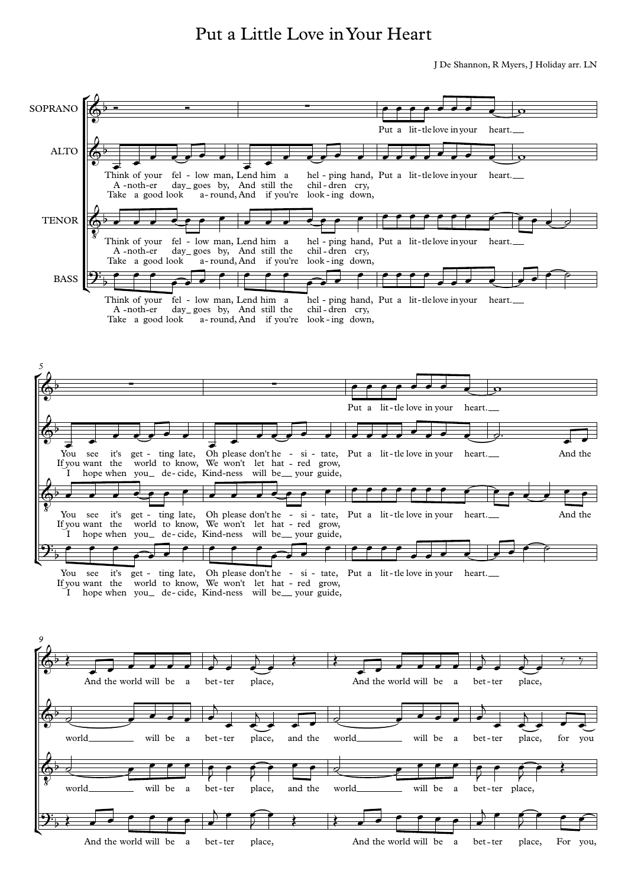# Put a Little Love in Your Heart

J De Shannon, R Myers, J Holiday arr. LN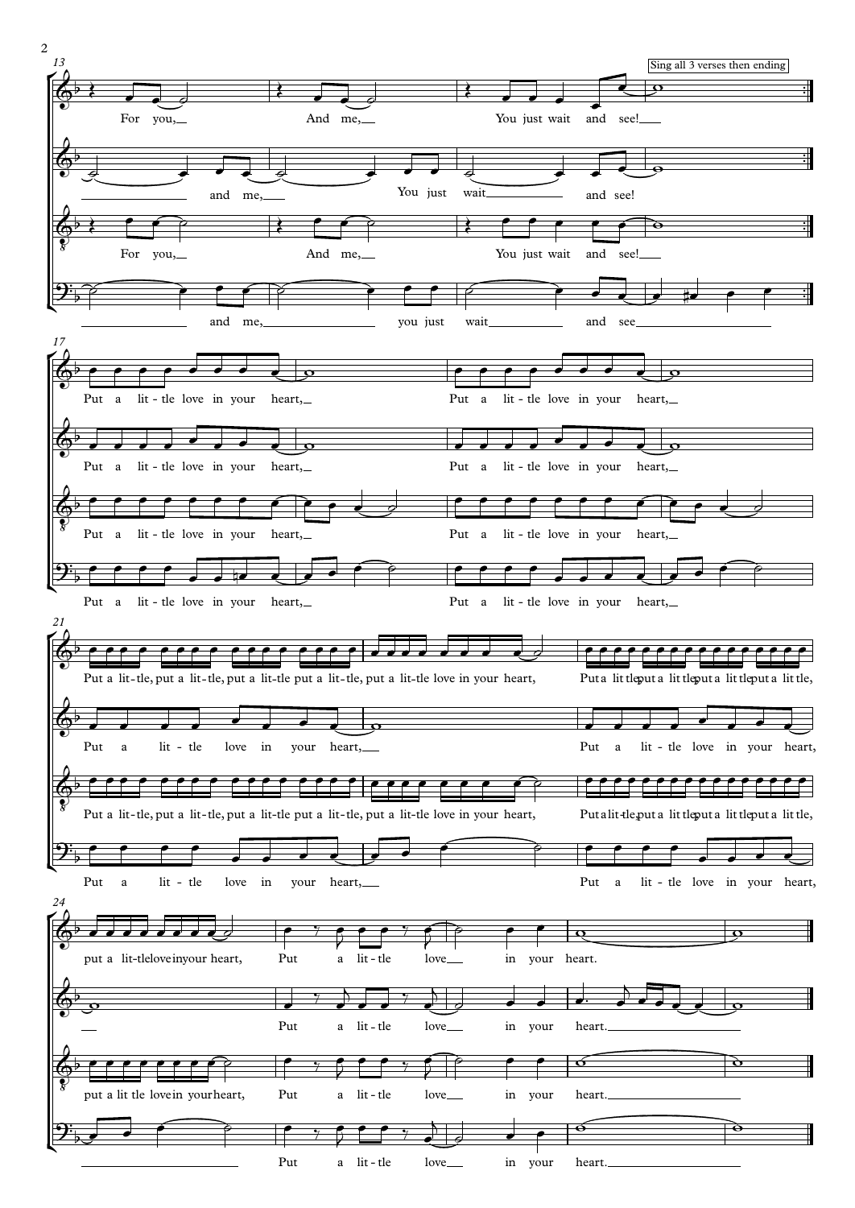Sing all 3 verses then ending